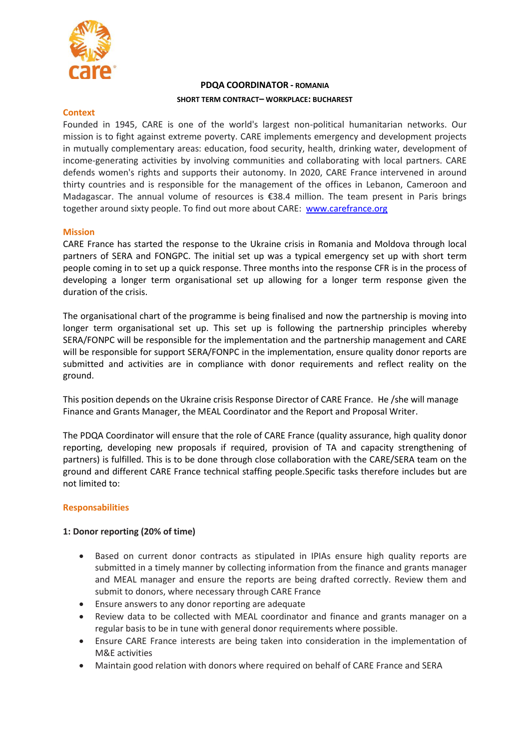**PDQA COORDINATOR - ROMANIA**

**SHORT TERM CONTRACT– WORKPLACE: BUCHAREST**

## Context

Founded in 1945, CARE is one of the world's largest non-political humanitarian networks. Our mission is to fight against extreme poverty. CARE implements emergency and development projects in mutually complementary areas: education, food security, health, drinking water, development of income-generating activities by involving communities and collaborating with local partners. CARE defends women's rights and supports their autonomy. In 2020, CARE France intervened in around thirty countries and is responsible for the management of the offices in Lebanon, Cameroon and Madagascar. The annual volume of resources is €38.4 million. The team present in Paris brings together around sixty people. To find out more about CARE: [www.carefrance.org](http://www.carefrance.org)

## Mission

CARE France has started the response to the Ukraine crisis in Romania and Moldova through local partners of SERA and FONGPC. The initial set up was a typical emergency set up with short term people coming in to set up a quick response. Three months into the response CFR is in the process of developing a longer term organisational set up allowing for a longer term response given the duration of the crisis.

The organisational chart of the programme is being finalised and now the partnership is moving into longer term organisational set up. This set up is following the partnership principles whereby SERA/FONPC will be responsible for the implementation and the partnership management and CARE will be responsible for support SERA/FONPC in the implementation, ensure quality donor reports are submitted and activities are in compliance with donor requirements and reflect reality on the ground.

This position depends on the Ukraine crisis Response Director of CARE France. He /she will manage Finance and Grants Manager, the MEAL Coordinator and the Report and Proposal Writer.

The PDQA Coordinator will ensure that the role of CARE France (quality assurance, high quality donor reporting, developing new proposals if required, provision of TA and capacity strengthening of partners) is fulfilled. This is to be done through close collaboration with the CARE/SERA team on the ground and different CARE France technical staffing people.Specific tasks therefore includes but are not limited to:

## Responsabilities

### 1: Donor reporting (20% of time)

- Based on current donor contracts as stipulated in IPIAs ensure high quality reports are submitted in a timely manner by collecting information from the finance and grants manager and MEAL manager and ensure the reports are being drafted correctly. Review them and submit to donors, where necessary through CARE France
- Ensure answers to any donor reporting are adequate
- Review data to be collected with MEAL coordinator and finance and grants manager on a regular basis to be in tune with general donor requirements where possible.
- Ensure CARE France interests are being taken into consideration in the implementation of M&E activities
- Maintain good relation with donors where required on behalf of CARE France and SERA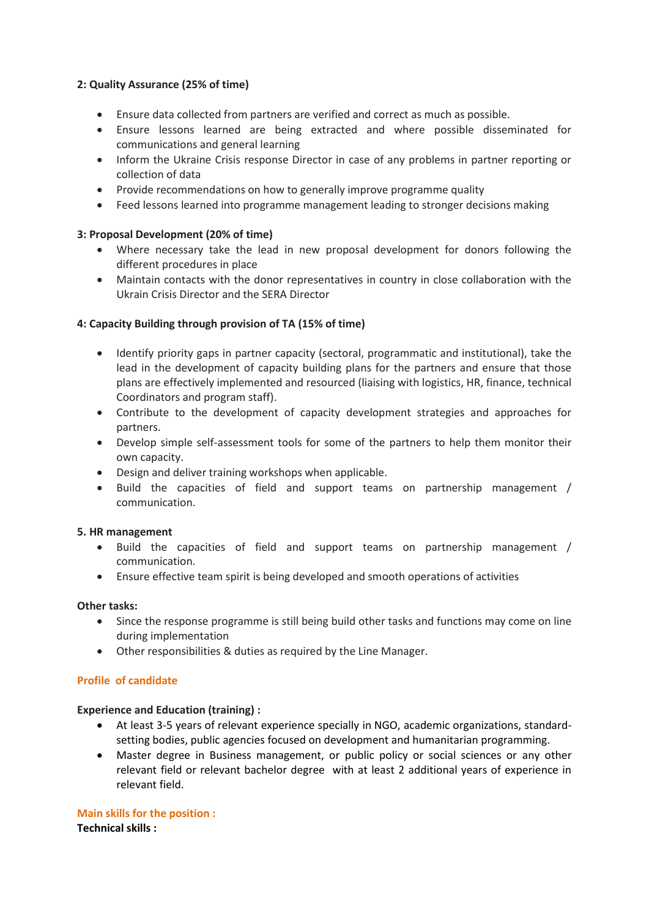**2: Quality Assurance (25% of time)**

- Ensure data collected from partners are verified and correct as much as possible.
- Ensure lessons learned are being extracted and where possible disseminated for communications and general learning
- Inform the Ukraine Crisis response Director in case of any problems in partner reporting or collection of data
- Provide recommendations on how to generally improve programme quality
- Feed lessons learned into programme management leading to stronger decisions making

**3: Proposal Development (20% of time)**

- Where necessary take the lead in new proposal development for donors following the different procedures in place
- Maintain contacts with the donor representatives in country in close collaboration with the Ukrain Crisis Director and the SERA Director

**4: Capacity Building through provision of TA (15% of time)**

- Identify priority gaps in partner capacity (sectoral, programmatic and institutional), take the lead in the development of capacity building plans for the partners and ensure that those plans are effectively implemented and resourced (liaising with logistics, HR, finance, technical Coordinators and program staff).
- Contribute to the development of capacity development strategies and approaches for partners.
- Develop simple self-assessment tools for some of the partners to help them monitor their own capacity.
- Design and deliver training workshops when applicable.
- Build the capacities of field and support teams on partnership management / communication.

**5. HR management**

- Build the capacities of field and support teams on partnership management / communication.
- Ensure effective team spirit is being developed and smooth operations of activities

**Other tasks:**

- Since the response programme is still being build other tasks and functions may come on line during implementation
- Other responsibilities & duties as required by the Line Manager.

**Profile of candidate**

**Experience and Education (training) :**

- At least 3-5 years of relevant experience specially in NGO, academic organizations, standard-setting bodies, public agencies focused on development and humanitarian programming.
- Master degree in Business management, or public policy or social sciences or any other relevant field or relevant bachelor degree with at least 2 additional years of experience in relevant field.

**Main skills for the position :**

**Technical skills :**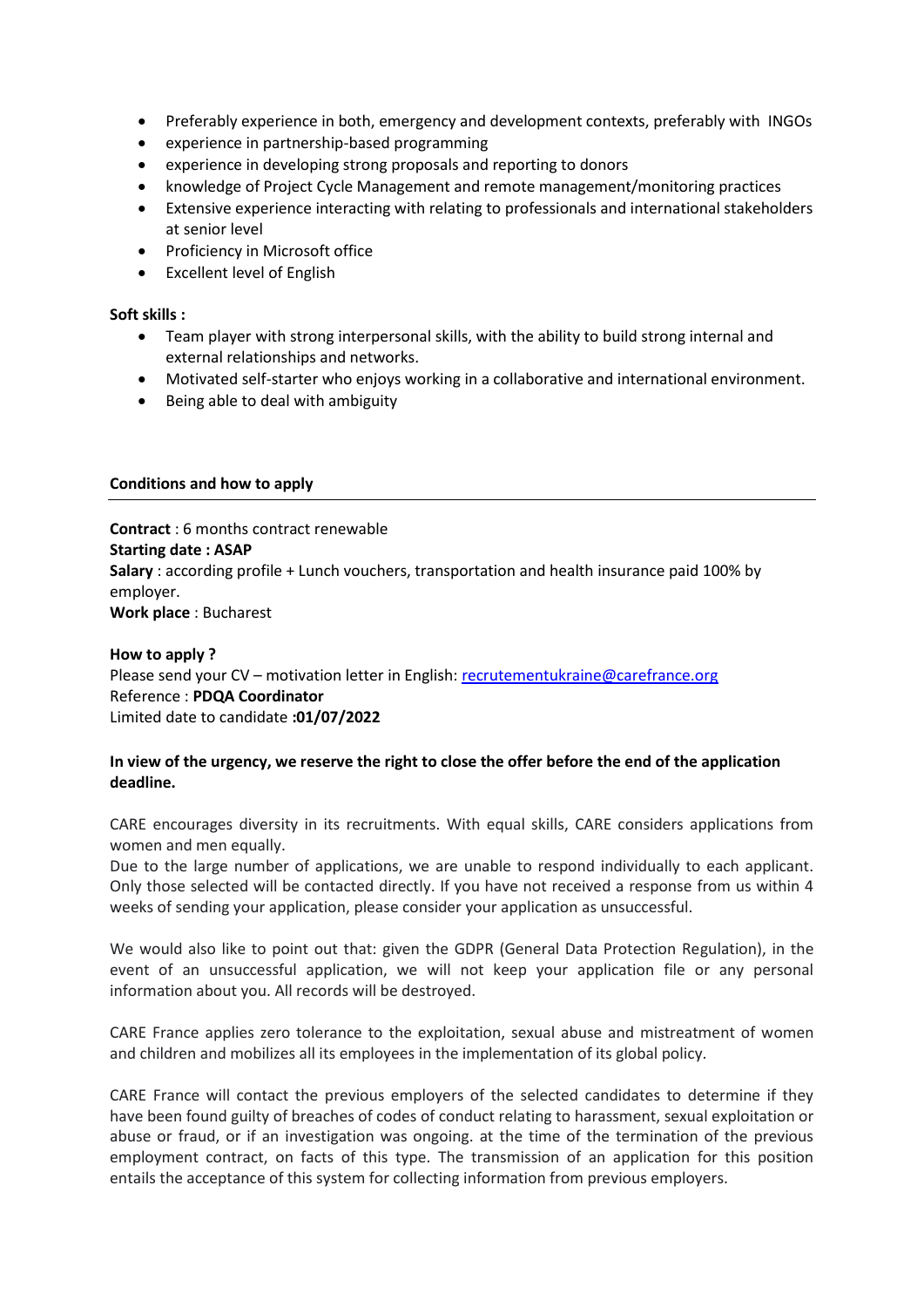- Preferably experience in both, emergency and development contexts, preferably with INGOs
- experience in partnership-based programming
- experience in developing strong proposals and reporting to donors
- knowledge of Project Cycle Management and remote management/monitoring practices
- Extensive experience interacting with relating to professionals and international stakeholders at senior level
- Proficiency in Microsoft office
- Excellent level of English

**Soft skills :**

- Team player with strong interpersonal skills, with the ability to build strong internal and external relationships and networks.
- Motivated self-starter who enjoys working in a collaborative and international environment.
- Being able to deal with ambiguity

**Conditions and how to apply**

---

**Contract** : 6 months contract renewable
**Starting date : ASAP**
**Salary** : according profile + Lunch vouchers, transportation and health insurance paid 100% by employer.
**Work place** : Bucharest

**How to apply ?**
Please send your CV – motivation letter in English: recrutementukraine@carefrance.org
Reference : **PDQA Coordinator**
Limited date to candidate **:01/07/2022**

**In view of the urgency, we reserve the right to close the offer before the end of the application deadline.**

CARE encourages diversity in its recruitments. With equal skills, CARE considers applications from women and men equally.
Due to the large number of applications, we are unable to respond individually to each applicant. Only those selected will be contacted directly. If you have not received a response from us within 4 weeks of sending your application, please consider your application as unsuccessful.

We would also like to point out that: given the GDPR (General Data Protection Regulation), in the event of an unsuccessful application, we will not keep your application file or any personal information about you. All records will be destroyed.

CARE France applies zero tolerance to the exploitation, sexual abuse and mistreatment of women and children and mobilizes all its employees in the implementation of its global policy.

CARE France will contact the previous employers of the selected candidates to determine if they have been found guilty of breaches of codes of conduct relating to harassment, sexual exploitation or abuse or fraud, or if an investigation was ongoing. at the time of the termination of the previous employment contract, on facts of this type. The transmission of an application for this position entails the acceptance of this system for collecting information from previous employers.